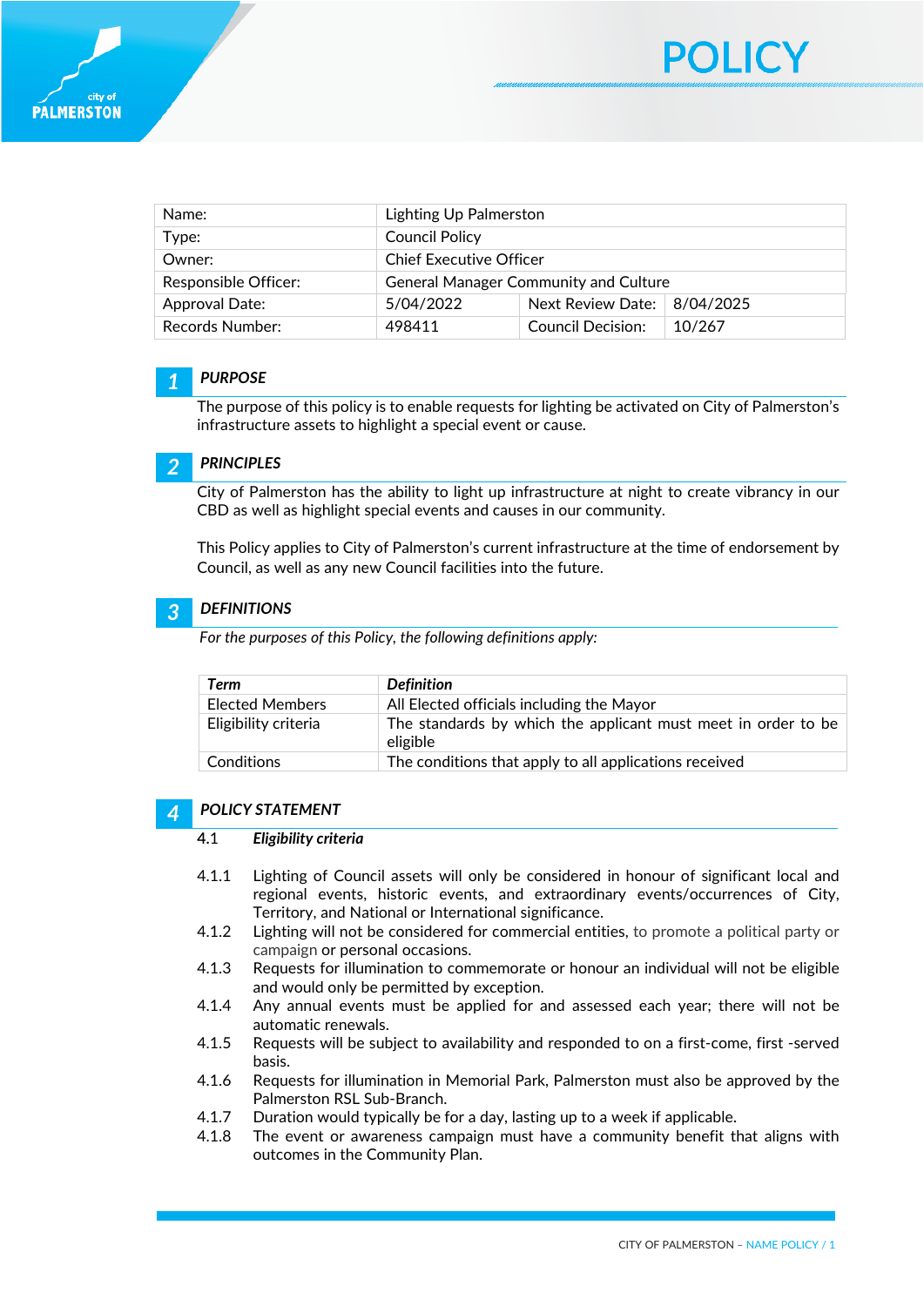# POLICY

| Name: | Lighting Up Palmerston | | |
|---|---|---|---|
| Type: | Council Policy | | |
| Owner: | Chief Executive Officer | | |
| Responsible Officer: | General Manager Community and Culture | | |
| Approval Date: | 5/04/2022 | Next Review Date: | 8/04/2025 |
| Records Number: | 498411 | Council Decision: | 10/267 |

## 1 PURPOSE

The purpose of this policy is to enable requests for lighting be activated on City of Palmerston's infrastructure assets to highlight a special event or cause.

## 2 PRINCIPLES

City of Palmerston has the ability to light up infrastructure at night to create vibrancy in our CBD as well as highlight special events and causes in our community.

This Policy applies to City of Palmerston's current infrastructure at the time of endorsement by Council, as well as any new Council facilities into the future.

## 3 DEFINITIONS

*For the purposes of this Policy, the following definitions apply:*

| *Term* | *Definition* |
|---|---|
| Elected Members | All Elected officials including the Mayor |
| Eligibility criteria | The standards by which the applicant must meet in order to be eligible |
| Conditions | The conditions that apply to all applications received |

## 4 POLICY STATEMENT

4.1 ***Eligibility criteria***

4.1.1 Lighting of Council assets will only be considered in honour of significant local and regional events, historic events, and extraordinary events/occurrences of City, Territory, and National or International significance.

4.1.2 Lighting will not be considered for commercial entities, to promote a political party or campaign or personal occasions.

4.1.3 Requests for illumination to commemorate or honour an individual will not be eligible and would only be permitted by exception.

4.1.4 Any annual events must be applied for and assessed each year; there will not be automatic renewals.

4.1.5 Requests will be subject to availability and responded to on a first-come, first -served basis.

4.1.6 Requests for illumination in Memorial Park, Palmerston must also be approved by the Palmerston RSL Sub-Branch.

4.1.7 Duration would typically be for a day, lasting up to a week if applicable.

4.1.8 The event or awareness campaign must have a community benefit that aligns with outcomes in the Community Plan.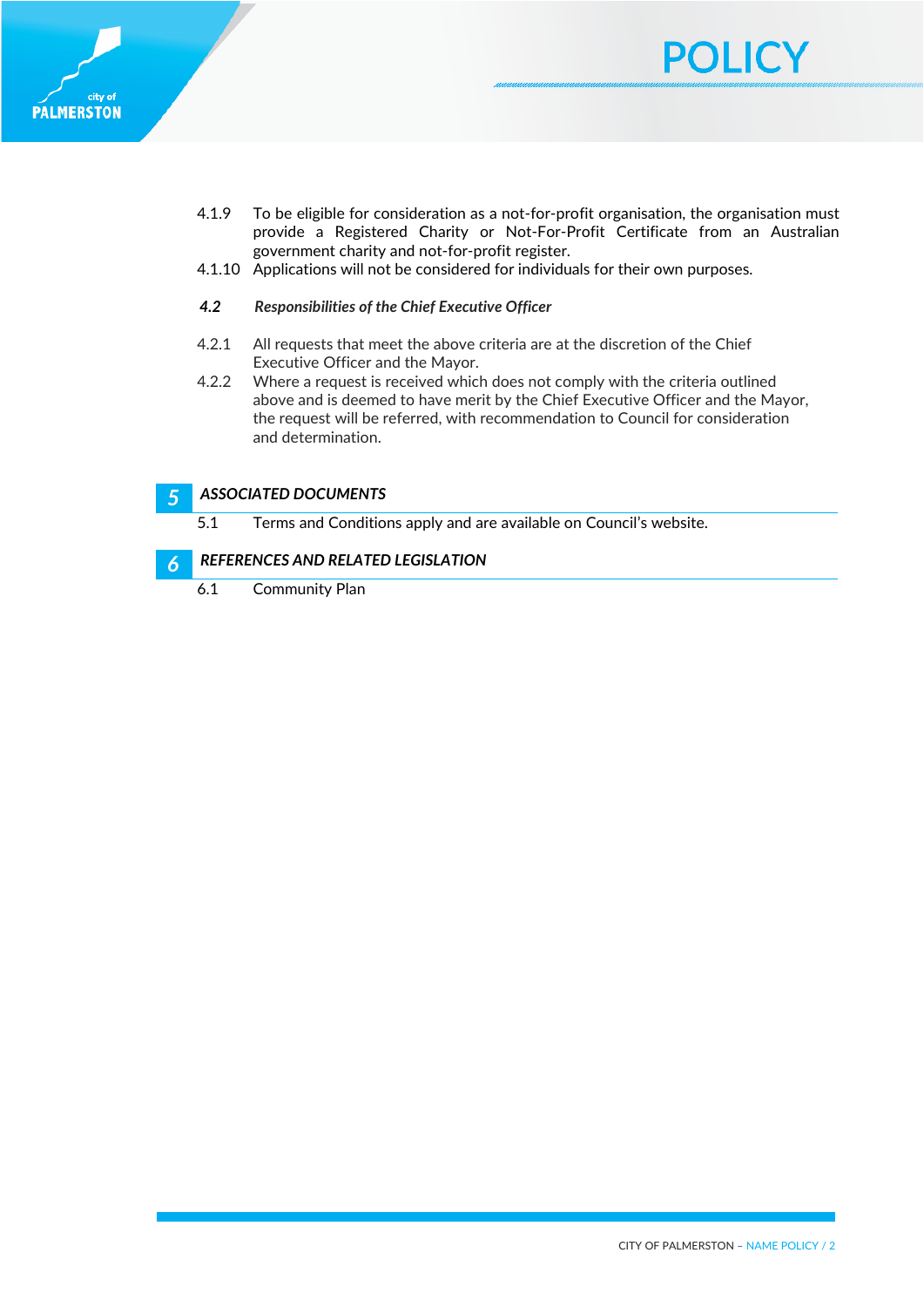4.1.9 To be eligible for consideration as a not-for-profit organisation, the organisation must provide a Registered Charity or Not-For-Profit Certificate from an Australian government charity and not-for-profit register.

4.1.10 Applications will not be considered for individuals for their own purposes.

### *4.2 Responsibilities of the Chief Executive Officer*

4.2.1 All requests that meet the above criteria are at the discretion of the Chief Executive Officer and the Mayor.

4.2.2 Where a request is received which does not comply with the criteria outlined above and is deemed to have merit by the Chief Executive Officer and the Mayor, the request will be referred, with recommendation to Council for consideration and determination.

## 5 *ASSOCIATED DOCUMENTS*

5.1 Terms and Conditions apply and are available on Council's website.

## 6 *REFERENCES AND RELATED LEGISLATION*

6.1 Community Plan